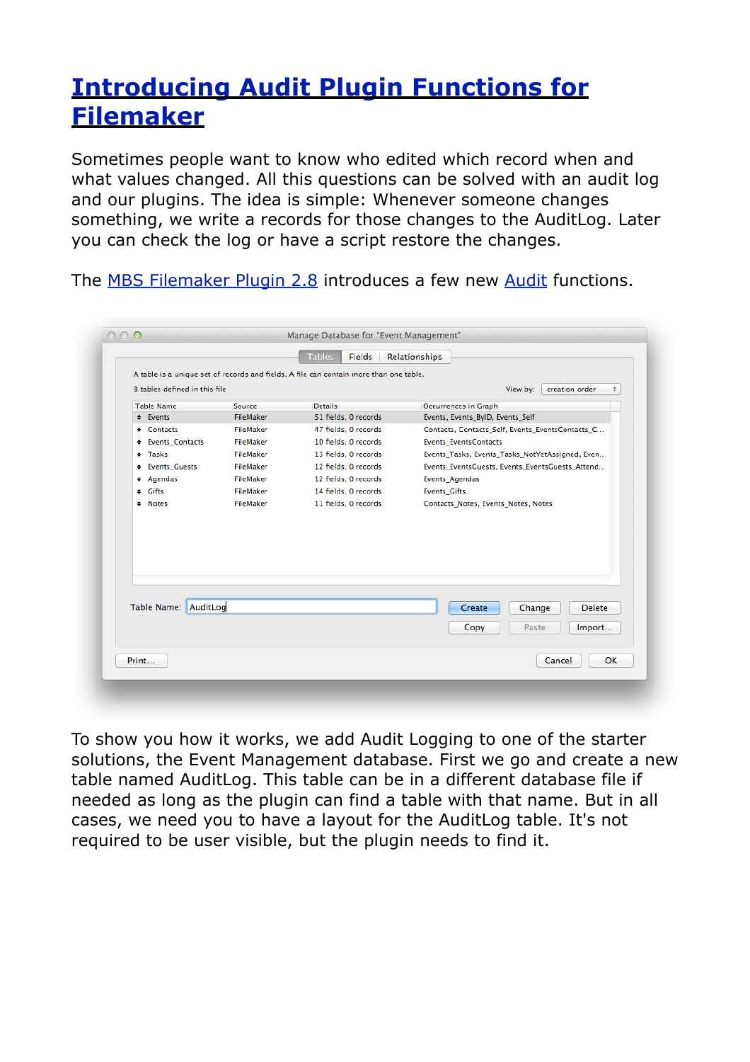# Introducing Audit Plugin Functions for Filemaker

Sometimes people want to know who edited which record when and what values changed. All this questions can be solved with an audit log and our plugins. The idea is simple: Whenever someone changes something, we write a records for those changes to the AuditLog. Later you can check the log or have a script restore the changes.

The MBS Filemaker Plugin 2.8 introduces a few new Audit functions.

To show you how it works, we add Audit Logging to one of the starter solutions, the Event Management database. First we go and create a new table named AuditLog. This table can be in a different database file if needed as long as the plugin can find a table with that name. But in all cases, we need you to have a layout for the AuditLog table. It's not required to be user visible, but the plugin needs to find it.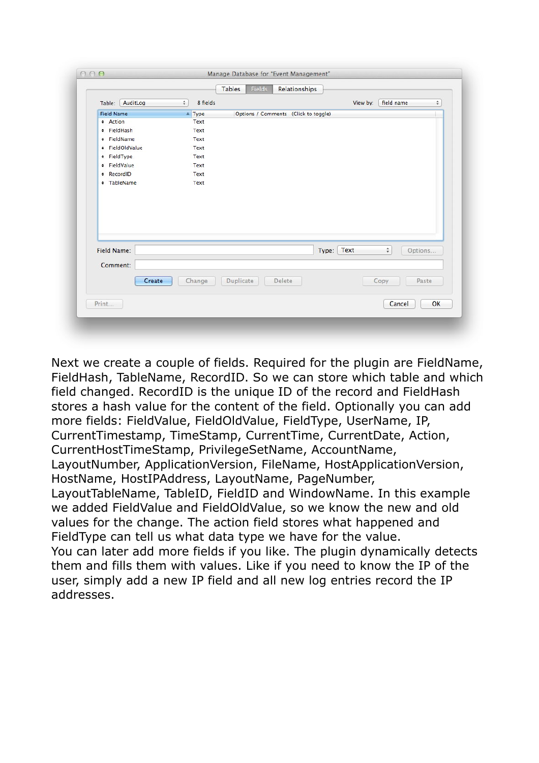Next we create a couple of fields. Required for the plugin are FieldName, FieldHash, TableName, RecordID. So we can store which table and which field changed. RecordID is the unique ID of the record and FieldHash stores a hash value for the content of the field. Optionally you can add more fields: FieldValue, FieldOldValue, FieldType, UserName, IP, CurrentTimestamp, TimeStamp, CurrentTime, CurrentDate, Action, CurrentHostTimeStamp, PrivilegeSetName, AccountName, LayoutNumber, ApplicationVersion, FileName, HostApplicationVersion, HostName, HostIPAddress, LayoutName, PageNumber, LayoutTableName, TableID, FieldID and WindowName. In this example we added FieldValue and FieldOldValue, so we know the new and old values for the change. The action field stores what happened and FieldType can tell us what data type we have for the value.

You can later add more fields if you like. The plugin dynamically detects them and fills them with values. Like if you need to know the IP of the user, simply add a new IP field and all new log entries record the IP addresses.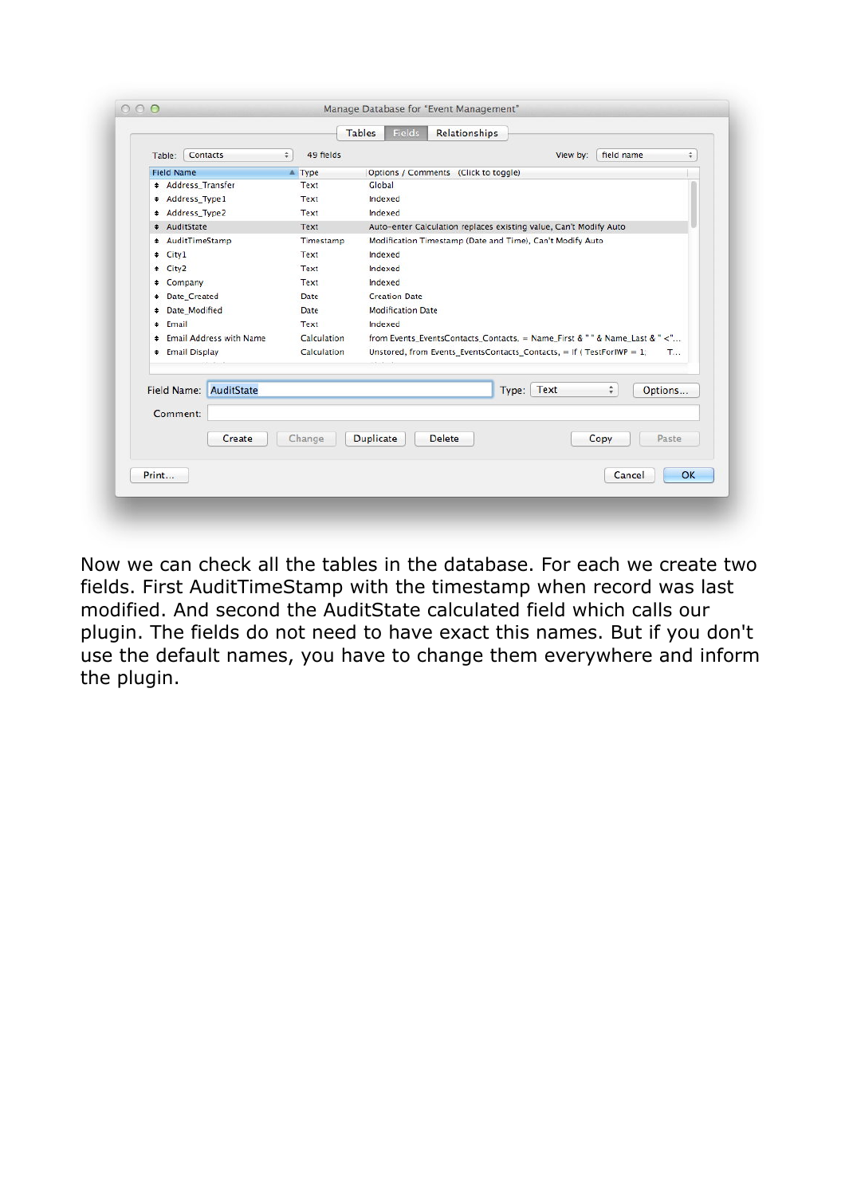Now we can check all the tables in the database. For each we create two fields. First AuditTimeStamp with the timestamp when record was last modified. And second the AuditState calculated field which calls our plugin. The fields do not need to have exact this names. But if you don't use the default names, you have to change them everywhere and inform the plugin.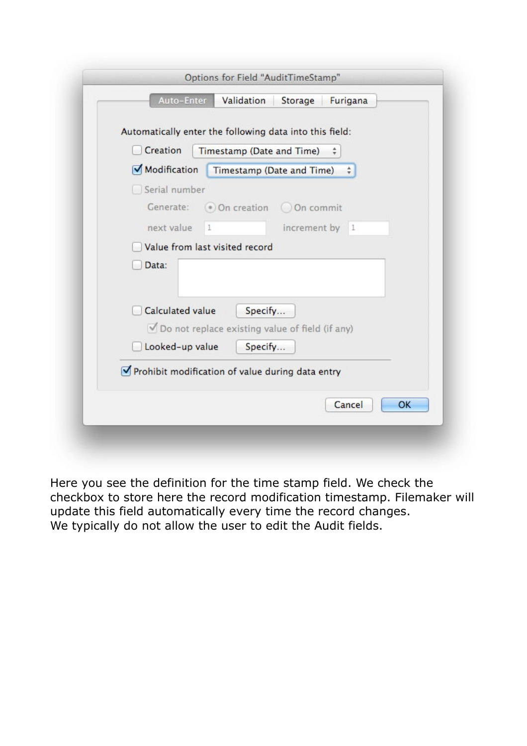Here you see the definition for the time stamp field. We check the checkbox to store here the record modification timestamp. Filemaker will update this field automatically every time the record changes.
We typically do not allow the user to edit the Audit fields.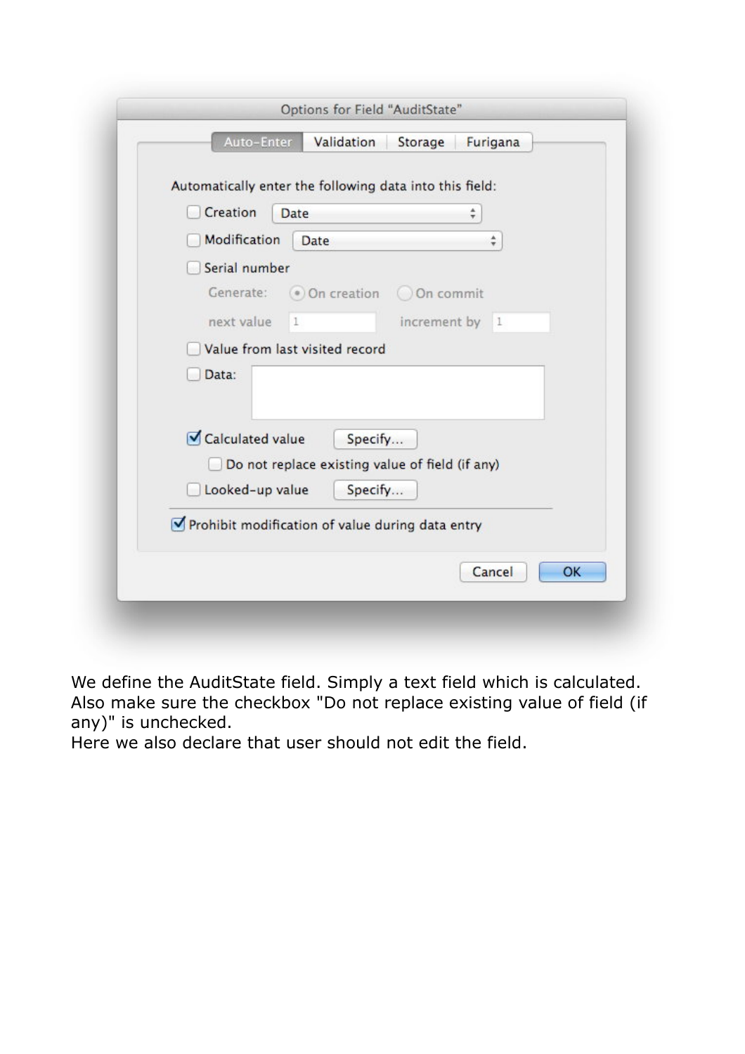We define the AuditState field. Simply a text field which is calculated. Also make sure the checkbox "Do not replace existing value of field (if any)" is unchecked.
Here we also declare that user should not edit the field.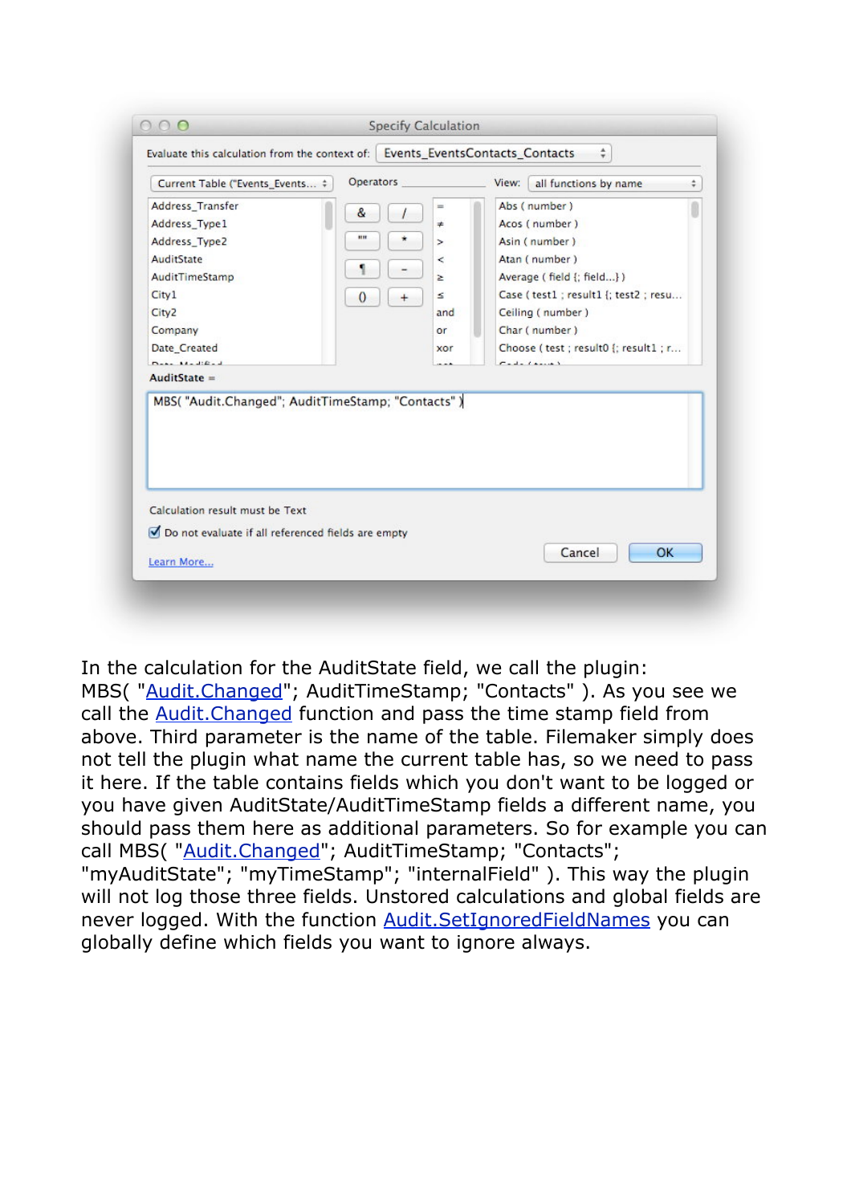In the calculation for the AuditState field, we call the plugin: MBS( "Audit.Changed"; AuditTimeStamp; "Contacts" ). As you see we call the Audit.Changed function and pass the time stamp field from above. Third parameter is the name of the table. Filemaker simply does not tell the plugin what name the current table has, so we need to pass it here. If the table contains fields which you don't want to be logged or you have given AuditState/AuditTimeStamp fields a different name, you should pass them here as additional parameters. So for example you can call MBS( "Audit.Changed"; AuditTimeStamp; "Contacts"; "myAuditState"; "myTimeStamp"; "internalField" ). This way the plugin will not log those three fields. Unstored calculations and global fields are never logged. With the function Audit.SetIgnoredFieldNames you can globally define which fields you want to ignore always.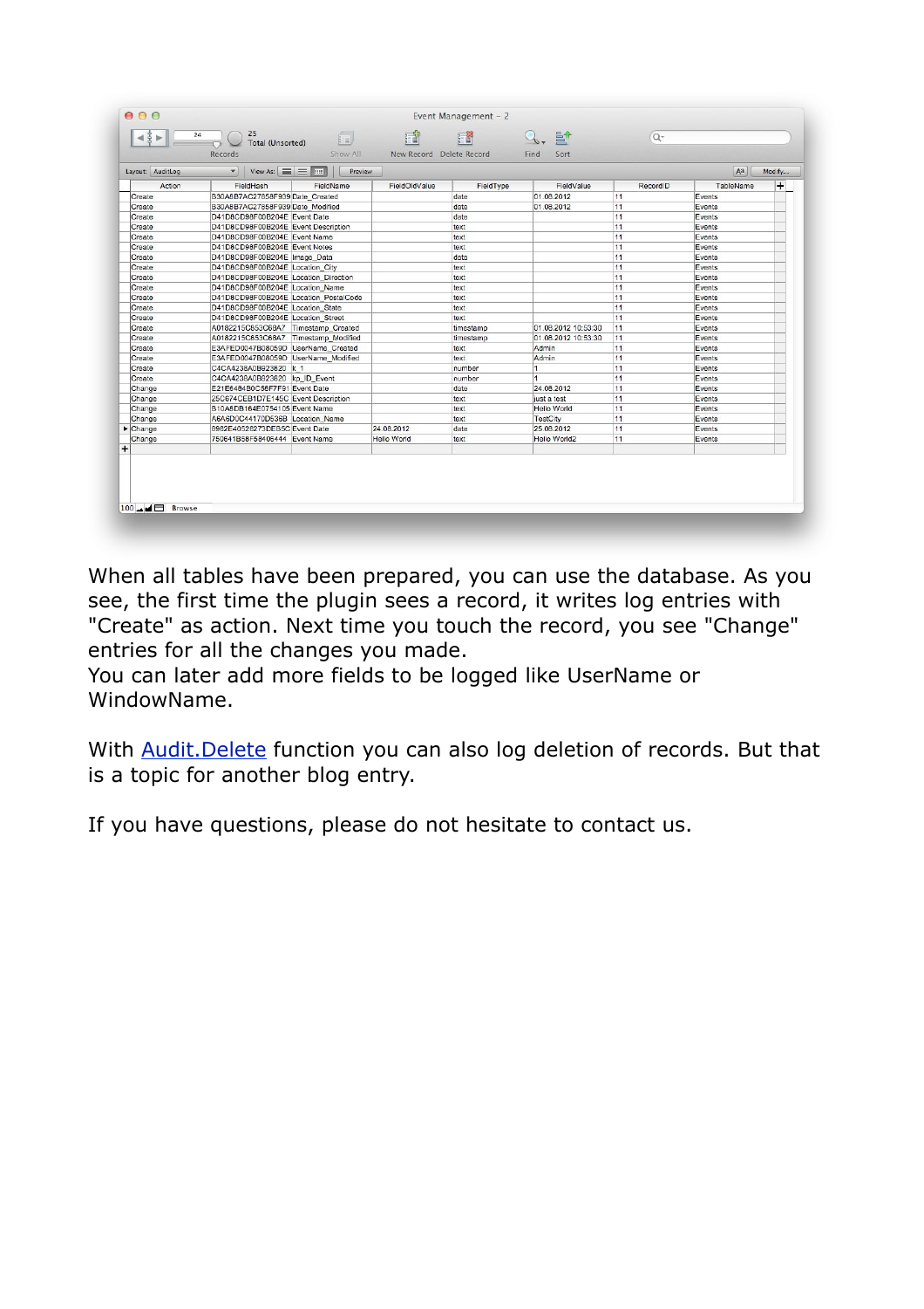| Action | FieldHash | FieldName | FieldOldValue | FieldType | FieldValue | RecordID | TableName |
|---|---|---|---|---|---|---|---|
| Create | B30A6B7AC27858F939 | Date_Created | | date | 01.08.2012 | 11 | Events |
| Create | B30A6B7AC27858F939 | Date_Modified | | date | 01.08.2012 | 11 | Events |
| Create | D41D8CD98F00B204E | Event Date | | date | | 11 | Events |
| Create | D41D8CD98F00B204E | Event Description | | text | | 11 | Events |
| Create | D41D8CD98F00B204E | Event Name | | text | | 11 | Events |
| Create | D41D8CD98F00B204E | Event Notes | | text | | 11 | Events |
| Create | D41D8CD98F00B204E | Image_Data | | data | | 11 | Events |
| Create | D41D8CD98F00B204E | Location_City | | text | | 11 | Events |
| Create | D41D8CD98F00B204E | Location_Direction | | text | | 11 | Events |
| Create | D41D8CD98F00B204E | Location_Name | | text | | 11 | Events |
| Create | D41D8CD98F00B204E | Location_PostalCode | | text | | 11 | Events |
| Create | D41D8CD98F00B204E | Location_State | | text | | 11 | Events |
| Create | D41D8CD98F00B204E | Location_Street | | text | | 11 | Events |
| Create | A0182215C853C68A7 | Timestamp_Created | | timestamp | 01.08.2012 10:53:30 | 11 | Events |
| Create | A0182215C853C68A7 | Timestamp_Modified | | timestamp | 01.08.2012 10:53:30 | 11 | Events |
| Create | E3AFED0047B08059D | UserName_Created | | text | Admin | 11 | Events |
| Create | E3AFED0047B08059D | UserName_Modified | | text | Admin | 11 | Events |
| Create | C4CA4238A0B923820 | k_1 | | number | 1 | 11 | Events |
| Create | C4CA4238A0B923820 | kp_ID_Event | | number | 1 | 11 | Events |
| Change | E21E6484B0C56F7F91 | Event Date | | date | 24.08.2012 | 11 | Events |
| Change | 25C674CEB1D7E1450 | Event Description | | text | just a test | 11 | Events |
| Change | B10A8DB164E0754105 | Event Name | | text | Hello World | 11 | Events |
| Change | A6A6D0C44170D536B | Location_Name | | text | TestCity | 11 | Events |
| Change | 8982E40526273DEB5C | Event Date | 24.08.2012 | date | 25.08.2012 | 11 | Events |
| Change | 750641B58F58406444 | Event Name | Hello World | text | Hello World2 | 11 | Events |

When all tables have been prepared, you can use the database. As you see, the first time the plugin sees a record, it writes log entries with "Create" as action. Next time you touch the record, you see "Change" entries for all the changes you made.
You can later add more fields to be logged like UserName or WindowName.

With Audit.Delete function you can also log deletion of records. But that is a topic for another blog entry.

If you have questions, please do not hesitate to contact us.